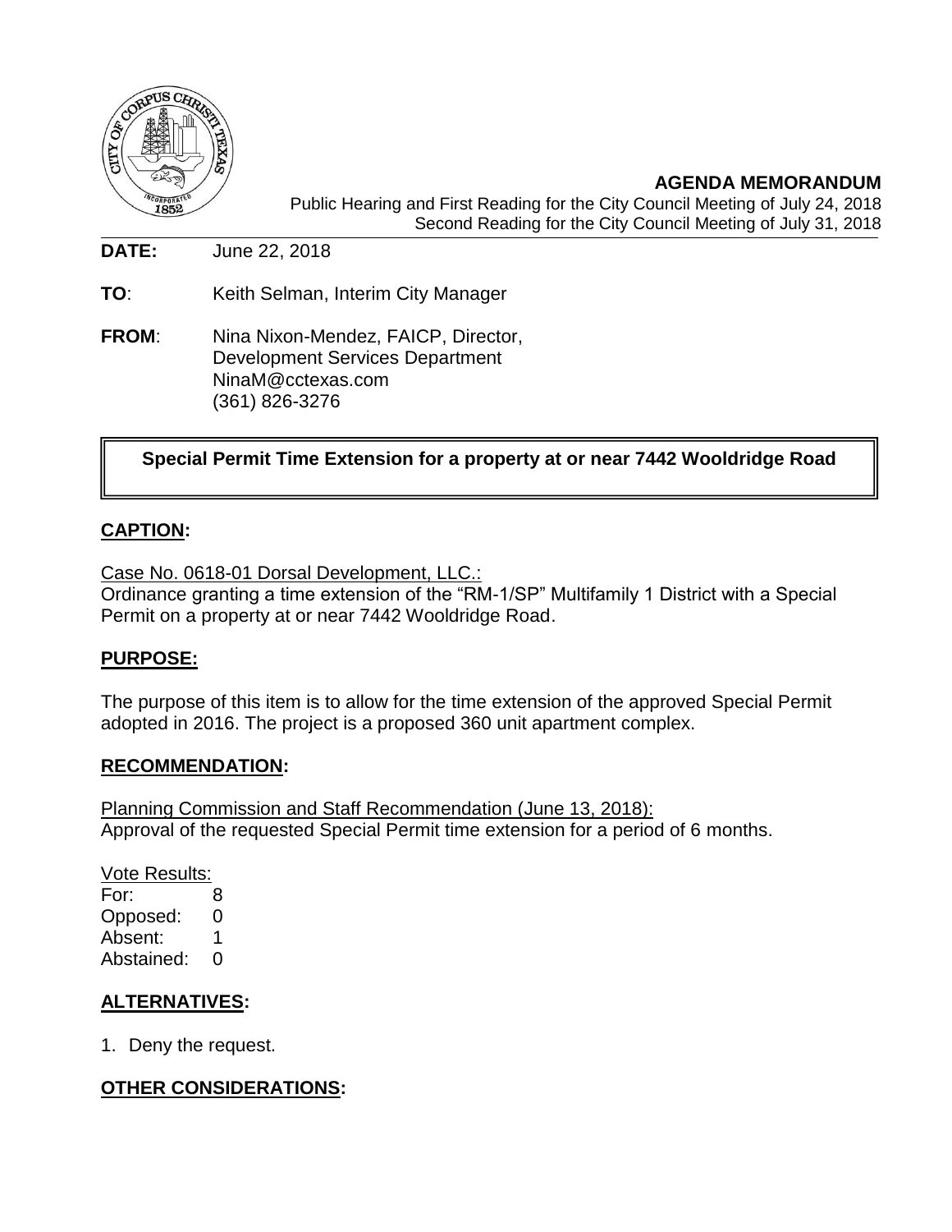**AGENDA MEMORANDUM**

Public Hearing and First Reading for the City Council Meeting of July 24, 2018
Second Reading for the City Council Meeting of July 31, 2018

**DATE:** June 22, 2018

**TO**: Keith Selman, Interim City Manager

**FROM**: Nina Nixon-Mendez, FAICP, Director,
Development Services Department
NinaM@cctexas.com
(361) 826-3276

**Special Permit Time Extension for a property at or near 7442 Wooldridge Road**

## CAPTION:

Case No. 0618-01 Dorsal Development, LLC.:
Ordinance granting a time extension of the "RM-1/SP" Multifamily 1 District with a Special Permit on a property at or near 7442 Wooldridge Road.

## PURPOSE:

The purpose of this item is to allow for the time extension of the approved Special Permit adopted in 2016. The project is a proposed 360 unit apartment complex.

## RECOMMENDATION:

Planning Commission and Staff Recommendation (June 13, 2018):
Approval of the requested Special Permit time extension for a period of 6 months.

Vote Results:

| | |
|---|---|
| For: | 8 |
| Opposed: | 0 |
| Absent: | 1 |
| Abstained: | 0 |

## ALTERNATIVES:

1. Deny the request.

## OTHER CONSIDERATIONS: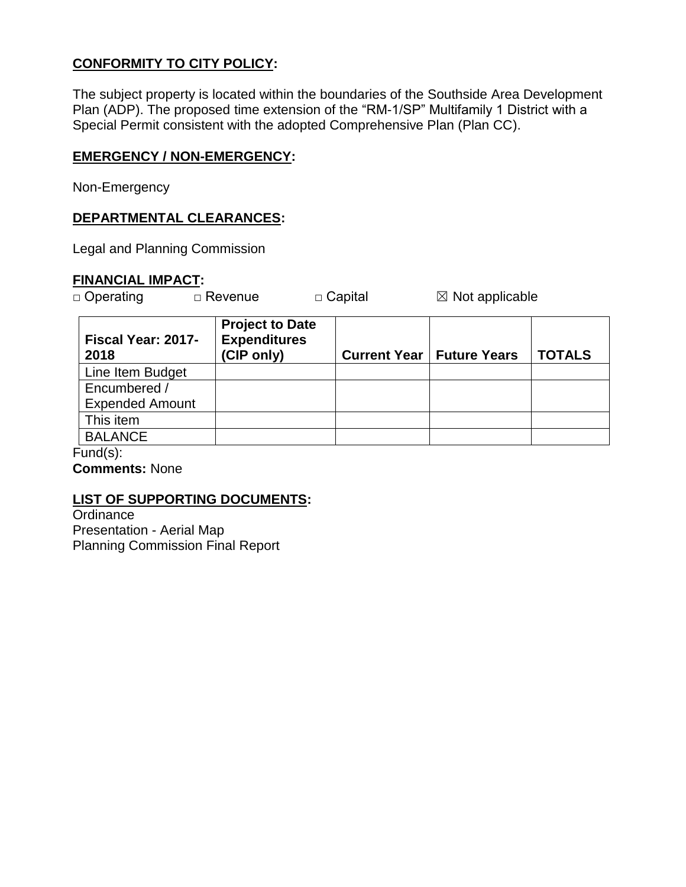**CONFORMITY TO CITY POLICY:**

The subject property is located within the boundaries of the Southside Area Development Plan (ADP). The proposed time extension of the “RM-1/SP” Multifamily 1 District with a Special Permit consistent with the adopted Comprehensive Plan (Plan CC).

**EMERGENCY / NON-EMERGENCY:**

Non-Emergency

**DEPARTMENTAL CLEARANCES:**

Legal and Planning Commission

**FINANCIAL IMPACT:**

□ Operating □ Revenue □ Capital ☒ Not applicable

| Fiscal Year: 2017-2018 | Project to Date Expenditures (CIP only) | Current Year | Future Years | TOTALS |
|---|---|---|---|---|
| Line Item Budget | | | | |
| Encumbered / Expended Amount | | | | |
| This item | | | | |
| BALANCE | | | | |

Fund(s):

**Comments:** None

**LIST OF SUPPORTING DOCUMENTS:**

Ordinance
Presentation - Aerial Map
Planning Commission Final Report